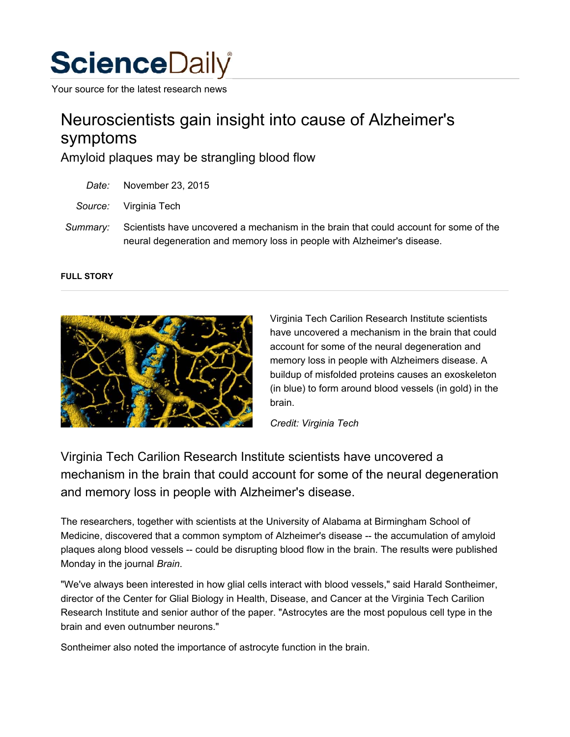# ScienceDaily

Your source for the latest research news

## Neuroscientists gain insight into cause of Alzheimer's symptoms

### Amyloid plaques may be strangling blood flow

*Date:* November 23, 2015

*Source:* Virginia Tech

*Summary:* Scientists have uncovered a mechanism in the brain that could account for some of the neural degeneration and memory loss in people with Alzheimer's disease.

**FULL STORY**

Virginia Tech Carilion Research Institute scientists have uncovered a mechanism in the brain that could account for some of the neural degeneration and memory loss in people with Alzheimers disease. A buildup of misfolded proteins causes an exoskeleton (in blue) to form around blood vessels (in gold) in the brain.

*Credit: Virginia Tech*

Virginia Tech Carilion Research Institute scientists have uncovered a mechanism in the brain that could account for some of the neural degeneration and memory loss in people with Alzheimer's disease.

The researchers, together with scientists at the University of Alabama at Birmingham School of Medicine, discovered that a common symptom of Alzheimer's disease -- the accumulation of amyloid plaques along blood vessels -- could be disrupting blood flow in the brain. The results were published Monday in the journal *Brain*.

"We've always been interested in how glial cells interact with blood vessels," said Harald Sontheimer, director of the Center for Glial Biology in Health, Disease, and Cancer at the Virginia Tech Carilion Research Institute and senior author of the paper. "Astrocytes are the most populous cell type in the brain and even outnumber neurons."

Sontheimer also noted the importance of astrocyte function in the brain.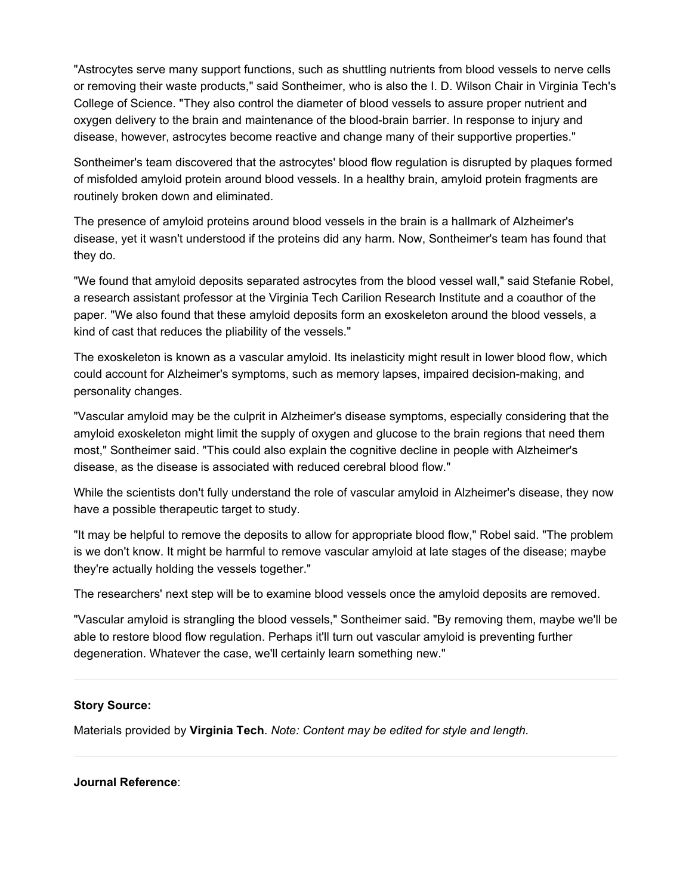"Astrocytes serve many support functions, such as shuttling nutrients from blood vessels to nerve cells or removing their waste products," said Sontheimer, who is also the I. D. Wilson Chair in Virginia Tech's College of Science. "They also control the diameter of blood vessels to assure proper nutrient and oxygen delivery to the brain and maintenance of the blood-brain barrier. In response to injury and disease, however, astrocytes become reactive and change many of their supportive properties."

Sontheimer's team discovered that the astrocytes' blood flow regulation is disrupted by plaques formed of misfolded amyloid protein around blood vessels. In a healthy brain, amyloid protein fragments are routinely broken down and eliminated.

The presence of amyloid proteins around blood vessels in the brain is a hallmark of Alzheimer's disease, yet it wasn't understood if the proteins did any harm. Now, Sontheimer's team has found that they do.

"We found that amyloid deposits separated astrocytes from the blood vessel wall," said Stefanie Robel, a research assistant professor at the Virginia Tech Carilion Research Institute and a coauthor of the paper. "We also found that these amyloid deposits form an exoskeleton around the blood vessels, a kind of cast that reduces the pliability of the vessels."

The exoskeleton is known as a vascular amyloid. Its inelasticity might result in lower blood flow, which could account for Alzheimer's symptoms, such as memory lapses, impaired decision-making, and personality changes.

"Vascular amyloid may be the culprit in Alzheimer's disease symptoms, especially considering that the amyloid exoskeleton might limit the supply of oxygen and glucose to the brain regions that need them most," Sontheimer said. "This could also explain the cognitive decline in people with Alzheimer's disease, as the disease is associated with reduced cerebral blood flow."

While the scientists don't fully understand the role of vascular amyloid in Alzheimer's disease, they now have a possible therapeutic target to study.

"It may be helpful to remove the deposits to allow for appropriate blood flow," Robel said. "The problem is we don't know. It might be harmful to remove vascular amyloid at late stages of the disease; maybe they're actually holding the vessels together."

The researchers' next step will be to examine blood vessels once the amyloid deposits are removed.

"Vascular amyloid is strangling the blood vessels," Sontheimer said. "By removing them, maybe we'll be able to restore blood flow regulation. Perhaps it'll turn out vascular amyloid is preventing further degeneration. Whatever the case, we'll certainly learn something new."

---

**Story Source:**

Materials provided by **Virginia Tech**. *Note: Content may be edited for style and length.*

---

**Journal Reference**: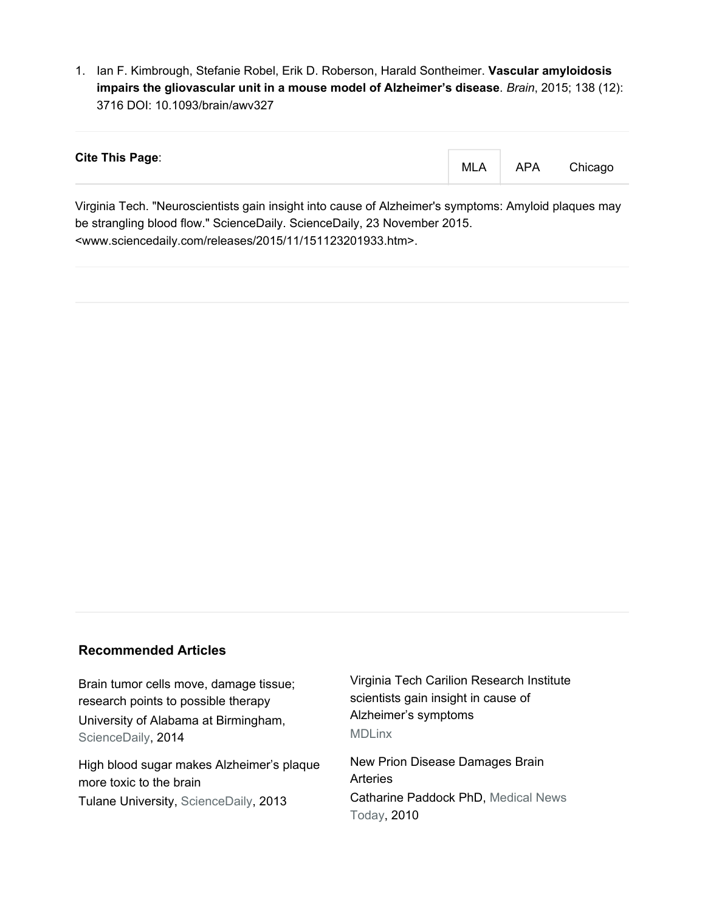1. Ian F. Kimbrough, Stefanie Robel, Erik D. Roberson, Harald Sontheimer. **Vascular amyloidosis impairs the gliovascular unit in a mouse model of Alzheimer's disease**. *Brain*, 2015; 138 (12): 3716 DOI: 10.1093/brain/awv327

**Cite This Page**:

MLA APA Chicago

Virginia Tech. "Neuroscientists gain insight into cause of Alzheimer's symptoms: Amyloid plaques may be strangling blood flow." ScienceDaily. ScienceDaily, 23 November 2015. <www.sciencedaily.com/releases/2015/11/151123201933.htm>.

### Recommended Articles

Brain tumor cells move, damage tissue; research points to possible therapy
University of Alabama at Birmingham, ScienceDaily, 2014

High blood sugar makes Alzheimer's plaque more toxic to the brain
Tulane University, ScienceDaily, 2013

Virginia Tech Carilion Research Institute scientists gain insight in cause of Alzheimer's symptoms
MDLinx

New Prion Disease Damages Brain Arteries
Catharine Paddock PhD, Medical News Today, 2010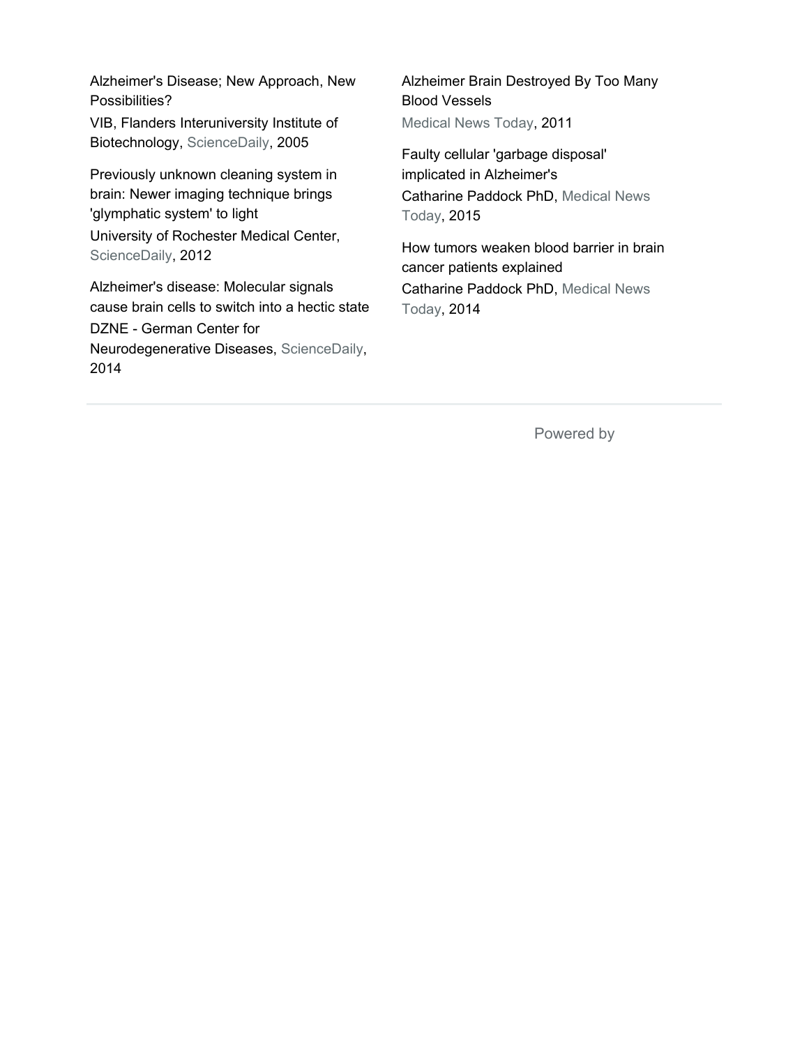Alzheimer's Disease; New Approach, New Possibilities?
VIB, Flanders Interuniversity Institute of Biotechnology, ScienceDaily, 2005

Previously unknown cleaning system in brain: Newer imaging technique brings 'glymphatic system' to light
University of Rochester Medical Center, ScienceDaily, 2012

Alzheimer's disease: Molecular signals cause brain cells to switch into a hectic state
DZNE - German Center for Neurodegenerative Diseases, ScienceDaily, 2014

Alzheimer Brain Destroyed By Too Many Blood Vessels
Medical News Today, 2011

Faulty cellular 'garbage disposal' implicated in Alzheimer's
Catharine Paddock PhD, Medical News Today, 2015

How tumors weaken blood barrier in brain cancer patients explained
Catharine Paddock PhD, Medical News Today, 2014

Powered by